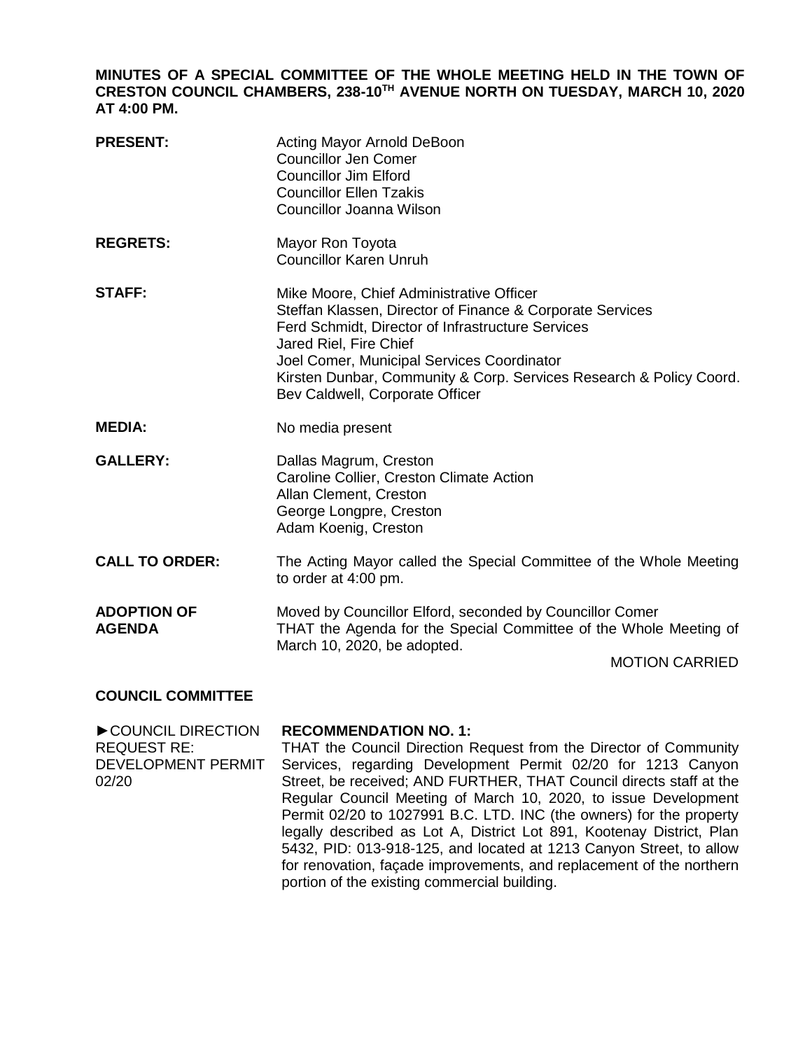**MINUTES OF A SPECIAL COMMITTEE OF THE WHOLE MEETING HELD IN THE TOWN OF CRESTON COUNCIL CHAMBERS, 238-10TH AVENUE NORTH ON TUESDAY, MARCH 10, 2020 AT 4:00 PM.**

**PRESENT:**
Acting Mayor Arnold DeBoon
Councillor Jen Comer
Councillor Jim Elford
Councillor Ellen Tzakis
Councillor Joanna Wilson

**REGRETS:**
Mayor Ron Toyota
Councillor Karen Unruh

**STAFF:**
Mike Moore, Chief Administrative Officer
Steffan Klassen, Director of Finance & Corporate Services
Ferd Schmidt, Director of Infrastructure Services
Jared Riel, Fire Chief
Joel Comer, Municipal Services Coordinator
Kirsten Dunbar, Community & Corp. Services Research & Policy Coord.
Bev Caldwell, Corporate Officer

**MEDIA:**
No media present

**GALLERY:**
Dallas Magrum, Creston
Caroline Collier, Creston Climate Action
Allan Clement, Creston
George Longpre, Creston
Adam Koenig, Creston

**CALL TO ORDER:**
The Acting Mayor called the Special Committee of the Whole Meeting to order at 4:00 pm.

**ADOPTION OF AGENDA**
Moved by Councillor Elford, seconded by Councillor Comer
THAT the Agenda for the Special Committee of the Whole Meeting of March 10, 2020, be adopted.

MOTION CARRIED

**COUNCIL COMMITTEE**

►COUNCIL DIRECTION REQUEST RE: DEVELOPMENT PERMIT 02/20

**RECOMMENDATION NO. 1:**
THAT the Council Direction Request from the Director of Community Services, regarding Development Permit 02/20 for 1213 Canyon Street, be received; AND FURTHER, THAT Council directs staff at the Regular Council Meeting of March 10, 2020, to issue Development Permit 02/20 to 1027991 B.C. LTD. INC (the owners) for the property legally described as Lot A, District Lot 891, Kootenay District, Plan 5432, PID: 013-918-125, and located at 1213 Canyon Street, to allow for renovation, façade improvements, and replacement of the northern portion of the existing commercial building.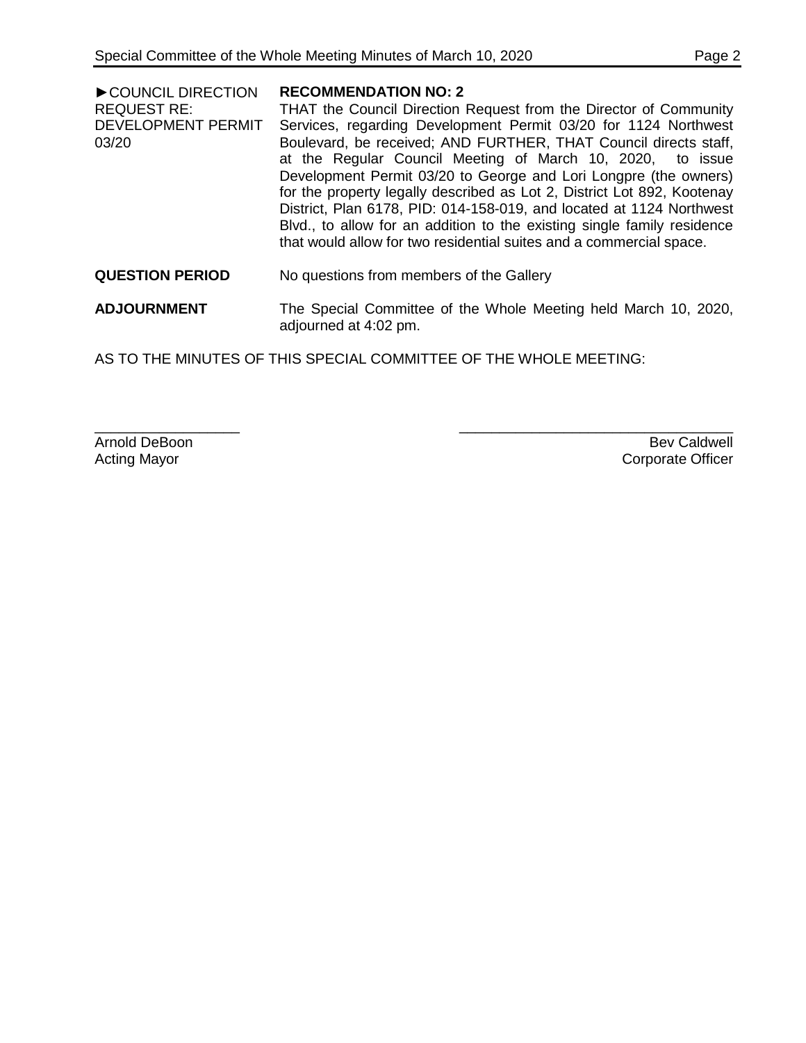►COUNCIL DIRECTION REQUEST RE: DEVELOPMENT PERMIT 03/20

**RECOMMENDATION NO: 2**

THAT the Council Direction Request from the Director of Community Services, regarding Development Permit 03/20 for 1124 Northwest Boulevard, be received; AND FURTHER, THAT Council directs staff, at the Regular Council Meeting of March 10, 2020, to issue Development Permit 03/20 to George and Lori Longpre (the owners) for the property legally described as Lot 2, District Lot 892, Kootenay District, Plan 6178, PID: 014-158-019, and located at 1124 Northwest Blvd., to allow for an addition to the existing single family residence that would allow for two residential suites and a commercial space.

**QUESTION PERIOD** No questions from members of the Gallery

**ADJOURNMENT** The Special Committee of the Whole Meeting held March 10, 2020, adjourned at 4:02 pm.

AS TO THE MINUTES OF THIS SPECIAL COMMITTEE OF THE WHOLE MEETING:

\_\_\_\_\_\_\_\_\_\_\_\_\_\_\_\_\_\_
Arnold DeBoon
Acting Mayor

\_\_\_\_\_\_\_\_\_\_\_\_\_\_\_\_\_\_
Bev Caldwell
Corporate Officer